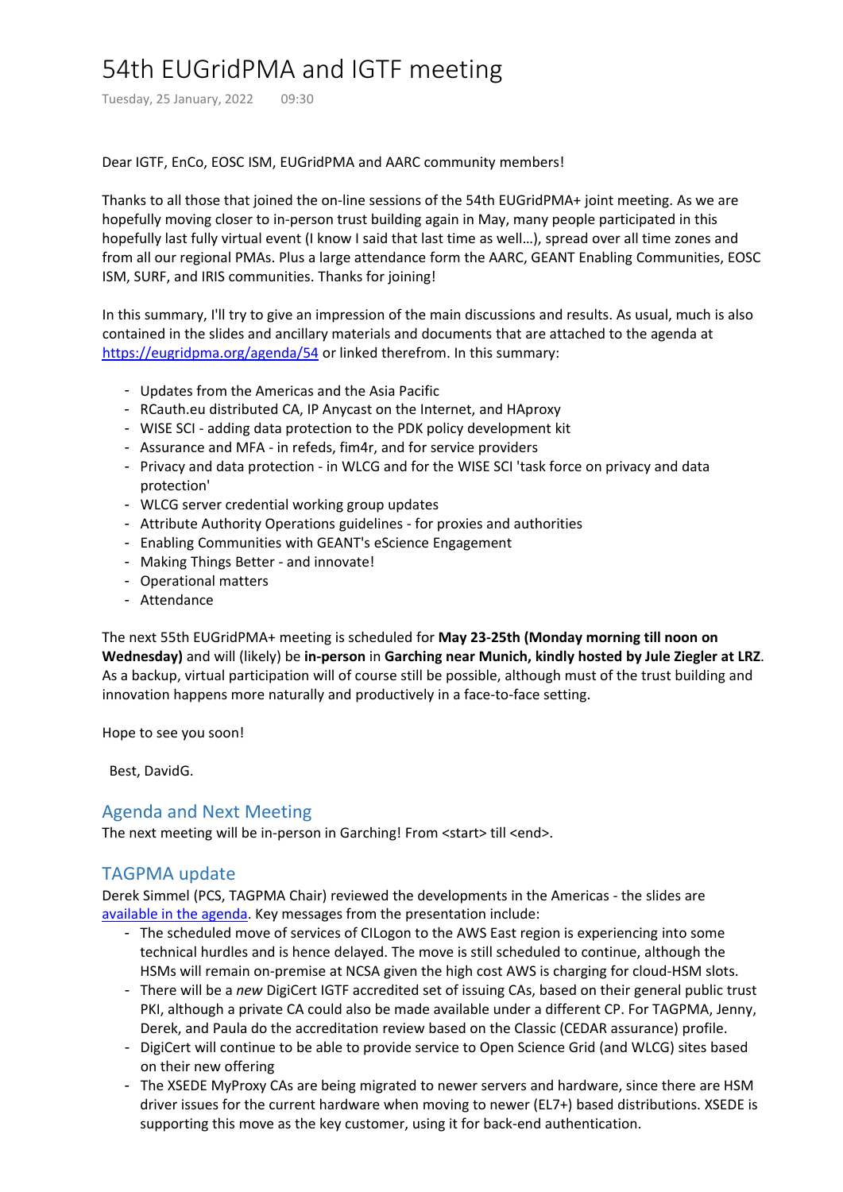# 54th EUGridPMA and IGTF meeting

Tuesday, 25 January, 2022 09:30

Dear IGTF, EnCo, EOSC ISM, EUGridPMA and AARC community members!

Thanks to all those that joined the on-line sessions of the 54th EUGridPMA+ joint meeting. As we are hopefully moving closer to in-person trust building again in May, many people participated in this hopefully last fully virtual event (I know I said that last time as well…), spread over all time zones and from all our regional PMAs. Plus a large attendance form the AARC, GEANT Enabling Communities, EOSC ISM, SURF, and IRIS communities. Thanks for joining!

In this summary, I'll try to give an impression of the main discussions and results. As usual, much is also contained in the slides and ancillary materials and documents that are attached to the agenda at [https://eugridpma.org/agenda/54](https://eugridpma.org/agenda/54) or linked therefrom. In this summary:

- Updates from the Americas and the Asia Pacific
- RCauth.eu distributed CA, IP Anycast on the Internet, and HAproxy
- WISE SCI - adding data protection to the PDK policy development kit
- Assurance and MFA - in refeds, fim4r, and for service providers
- Privacy and data protection - in WLCG and for the WISE SCI 'task force on privacy and data protection'
- WLCG server credential working group updates
- Attribute Authority Operations guidelines - for proxies and authorities
- Enabling Communities with GEANT's eScience Engagement
- Making Things Better - and innovate!
- Operational matters
- Attendance

The next 55th EUGridPMA+ meeting is scheduled for **May 23-25th (Monday morning till noon on Wednesday)** and will (likely) be **in-person** in **Garching near Munich, kindly hosted by Jule Ziegler at LRZ**. As a backup, virtual participation will of course still be possible, although must of the trust building and innovation happens more naturally and productively in a face-to-face setting.

Hope to see you soon!

Best, DavidG.

## Agenda and Next Meeting

The next meeting will be in-person in Garching! From <start> till <end>.

## TAGPMA update

Derek Simmel (PCS, TAGPMA Chair) reviewed the developments in the Americas - the slides are [available in the agenda](https://eugridpma.org/agenda/54). Key messages from the presentation include:

- The scheduled move of services of CILogon to the AWS East region is experiencing into some technical hurdles and is hence delayed. The move is still scheduled to continue, although the HSMs will remain on-premise at NCSA given the high cost AWS is charging for cloud-HSM slots.
- There will be a *new* DigiCert IGTF accredited set of issuing CAs, based on their general public trust PKI, although a private CA could also be made available under a different CP. For TAGPMA, Jenny, Derek, and Paula do the accreditation review based on the Classic (CEDAR assurance) profile.
- DigiCert will continue to be able to provide service to Open Science Grid (and WLCG) sites based on their new offering
- The XSEDE MyProxy CAs are being migrated to newer servers and hardware, since there are HSM driver issues for the current hardware when moving to newer (EL7+) based distributions. XSEDE is supporting this move as the key customer, using it for back-end authentication.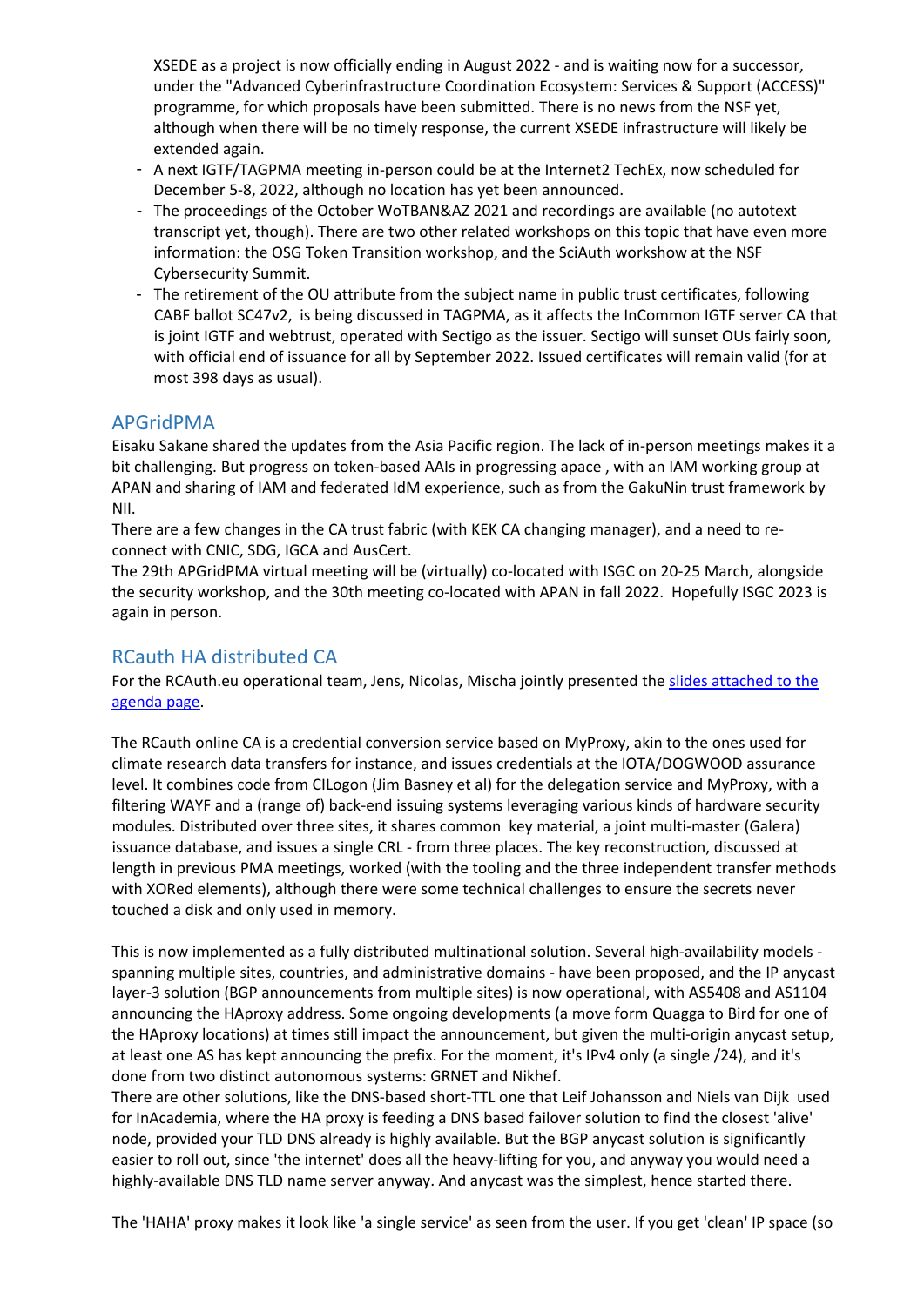XSEDE as a project is now officially ending in August 2022 - and is waiting now for a successor, under the "Advanced Cyberinfrastructure Coordination Ecosystem: Services & Support (ACCESS)" programme, for which proposals have been submitted. There is no news from the NSF yet, although when there will be no timely response, the current XSEDE infrastructure will likely be extended again.

- A next IGTF/TAGPMA meeting in-person could be at the Internet2 TechEx, now scheduled for December 5-8, 2022, although no location has yet been announced.
- The proceedings of the October WoTBAN&AZ 2021 and recordings are available (no autotext transcript yet, though). There are two other related workshops on this topic that have even more information: the OSG Token Transition workshop, and the SciAuth workshop at the NSF Cybersecurity Summit.
- The retirement of the OU attribute from the subject name in public trust certificates, following CABF ballot SC47v2, is being discussed in TAGPMA, as it affects the InCommon IGTF server CA that is joint IGTF and webtrust, operated with Sectigo as the issuer. Sectigo will sunset OUs fairly soon, with official end of issuance for all by September 2022. Issued certificates will remain valid (for at most 398 days as usual).

## APGridPMA

Eisaku Sakane shared the updates from the Asia Pacific region. The lack of in-person meetings makes it a bit challenging. But progress on token-based AAIs in progressing apace , with an IAM working group at APAN and sharing of IAM and federated IdM experience, such as from the GakuNin trust framework by NII.

There are a few changes in the CA trust fabric (with KEK CA changing manager), and a need to re-connect with CNIC, SDG, IGCA and AusCert.

The 29th APGridPMA virtual meeting will be (virtually) co-located with ISGC on 20-25 March, alongside the security workshop, and the 30th meeting co-located with APAN in fall 2022. Hopefully ISGC 2023 is again in person.

## RCauth HA distributed CA

For the RCAuth.eu operational team, Jens, Nicolas, Mischa jointly presented the [slides attached to the agenda page](slides attached to the agenda page).

The RCauth online CA is a credential conversion service based on MyProxy, akin to the ones used for climate research data transfers for instance, and issues credentials at the IOTA/DOGWOOD assurance level. It combines code from CILogon (Jim Basney et al) for the delegation service and MyProxy, with a filtering WAYF and a (range of) back-end issuing systems leveraging various kinds of hardware security modules. Distributed over three sites, it shares common key material, a joint multi-master (Galera) issuance database, and issues a single CRL - from three places. The key reconstruction, discussed at length in previous PMA meetings, worked (with the tooling and the three independent transfer methods with XORed elements), although there were some technical challenges to ensure the secrets never touched a disk and only used in memory.

This is now implemented as a fully distributed multinational solution. Several high-availability models - spanning multiple sites, countries, and administrative domains - have been proposed, and the IP anycast layer-3 solution (BGP announcements from multiple sites) is now operational, with AS5408 and AS1104 announcing the HAproxy address. Some ongoing developments (a move form Quagga to Bird for one of the HAproxy locations) at times still impact the announcement, but given the multi-origin anycast setup, at least one AS has kept announcing the prefix. For the moment, it's IPv4 only (a single /24), and it's done from two distinct autonomous systems: GRNET and Nikhef.

There are other solutions, like the DNS-based short-TTL one that Leif Johansson and Niels van Dijk used for InAcademia, where the HA proxy is feeding a DNS based failover solution to find the closest 'alive' node, provided your TLD DNS already is highly available. But the BGP anycast solution is significantly easier to roll out, since 'the internet' does all the heavy-lifting for you, and anyway you would need a highly-available DNS TLD name server anyway. And anycast was the simplest, hence started there.

The 'HAHA' proxy makes it look like 'a single service' as seen from the user. If you get 'clean' IP space (so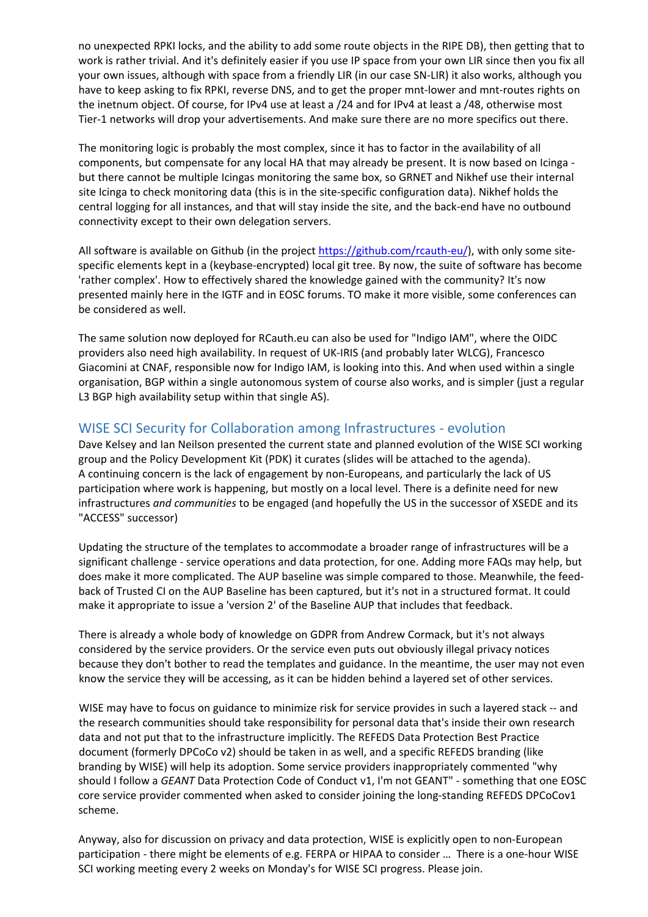no unexpected RPKI locks, and the ability to add some route objects in the RIPE DB), then getting that to work is rather trivial. And it's definitely easier if you use IP space from your own LIR since then you fix all your own issues, although with space from a friendly LIR (in our case SN-LIR) it also works, although you have to keep asking to fix RPKI, reverse DNS, and to get the proper mnt-lower and mnt-routes rights on the inetnum object. Of course, for IPv4 use at least a /24 and for IPv4 at least a /48, otherwise most Tier-1 networks will drop your advertisements. And make sure there are no more specifics out there.

The monitoring logic is probably the most complex, since it has to factor in the availability of all components, but compensate for any local HA that may already be present. It is now based on Icinga - but there cannot be multiple Icingas monitoring the same box, so GRNET and Nikhef use their internal site Icinga to check monitoring data (this is in the site-specific configuration data). Nikhef holds the central logging for all instances, and that will stay inside the site, and the back-end have no outbound connectivity except to their own delegation servers.

All software is available on Github (in the project https://github.com/rcauth-eu/), with only some site-specific elements kept in a (keybase-encrypted) local git tree. By now, the suite of software has become 'rather complex'. How to effectively shared the knowledge gained with the community? It's now presented mainly here in the IGTF and in EOSC forums. TO make it more visible, some conferences can be considered as well.

The same solution now deployed for RCauth.eu can also be used for "Indigo IAM", where the OIDC providers also need high availability. In request of UK-IRIS (and probably later WLCG), Francesco Giacomini at CNAF, responsible now for Indigo IAM, is looking into this. And when used within a single organisation, BGP within a single autonomous system of course also works, and is simpler (just a regular L3 BGP high availability setup within that single AS).

## WISE SCI Security for Collaboration among Infrastructures - evolution

Dave Kelsey and Ian Neilson presented the current state and planned evolution of the WISE SCI working group and the Policy Development Kit (PDK) it curates (slides will be attached to the agenda). A continuing concern is the lack of engagement by non-Europeans, and particularly the lack of US participation where work is happening, but mostly on a local level. There is a definite need for new infrastructures *and communities* to be engaged (and hopefully the US in the successor of XSEDE and its "ACCESS" successor)

Updating the structure of the templates to accommodate a broader range of infrastructures will be a significant challenge - service operations and data protection, for one. Adding more FAQs may help, but does make it more complicated. The AUP baseline was simple compared to those. Meanwhile, the feed-back of Trusted CI on the AUP Baseline has been captured, but it's not in a structured format. It could make it appropriate to issue a 'version 2' of the Baseline AUP that includes that feedback.

There is already a whole body of knowledge on GDPR from Andrew Cormack, but it's not always considered by the service providers. Or the service even puts out obviously illegal privacy notices because they don't bother to read the templates and guidance. In the meantime, the user may not even know the service they will be accessing, as it can be hidden behind a layered set of other services.

WISE may have to focus on guidance to minimize risk for service provides in such a layered stack -- and the research communities should take responsibility for personal data that's inside their own research data and not put that to the infrastructure implicitly. The REFEDS Data Protection Best Practice document (formerly DPCoCo v2) should be taken in as well, and a specific REFEDS branding (like branding by WISE) will help its adoption. Some service providers inappropriately commented "why should I follow a *GEANT* Data Protection Code of Conduct v1, I'm not GEANT" - something that one EOSC core service provider commented when asked to consider joining the long-standing REFEDS DPCoCov1 scheme.

Anyway, also for discussion on privacy and data protection, WISE is explicitly open to non-European participation - there might be elements of e.g. FERPA or HIPAA to consider … There is a one-hour WISE SCI working meeting every 2 weeks on Monday's for WISE SCI progress. Please join.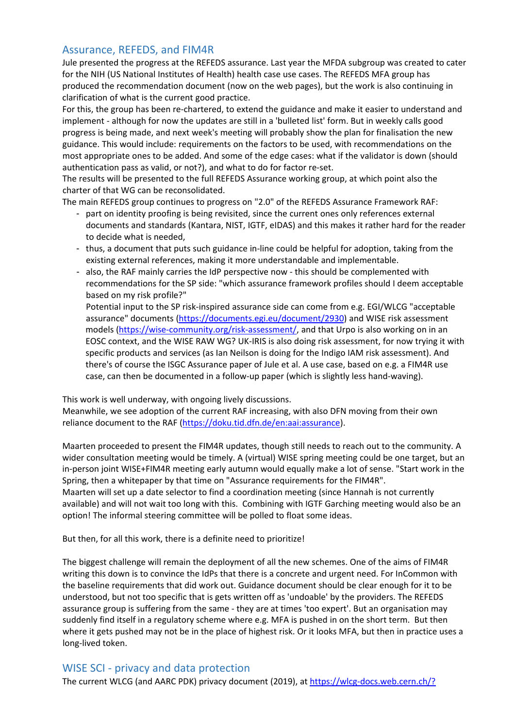## Assurance, REFEDS, and FIM4R

Jule presented the progress at the REFEDS assurance. Last year the MFDA subgroup was created to cater for the NIH (US National Institutes of Health) health case use cases. The REFEDS MFA group has produced the recommendation document (now on the web pages), but the work is also continuing in clarification of what is the current good practice.

For this, the group has been re-chartered, to extend the guidance and make it easier to understand and implement - although for now the updates are still in a 'bulleted list' form. But in weekly calls good progress is being made, and next week's meeting will probably show the plan for finalisation the new guidance. This would include: requirements on the factors to be used, with recommendations on the most appropriate ones to be added. And some of the edge cases: what if the validator is down (should authentication pass as valid, or not?), and what to do for factor re-set.

The results will be presented to the full REFEDS Assurance working group, at which point also the charter of that WG can be reconsolidated.

The main REFEDS group continues to progress on "2.0" of the REFEDS Assurance Framework RAF:

- part on identity proofing is being revisited, since the current ones only references external documents and standards (Kantara, NIST, IGTF, eIDAS) and this makes it rather hard for the reader to decide what is needed,
- thus, a document that puts such guidance in-line could be helpful for adoption, taking from the existing external references, making it more understandable and implementable.
- also, the RAF mainly carries the IdP perspective now - this should be complemented with recommendations for the SP side: "which assurance framework profiles should I deem acceptable based on my risk profile?"
  Potential input to the SP risk-inspired assurance side can come from e.g. EGI/WLCG "acceptable assurance" documents (https://documents.egi.eu/document/2930) and WISE risk assessment models (https://wise-community.org/risk-assessment/, and that Urpo is also working on in an EOSC context, and the WISE RAW WG? UK-IRIS is also doing risk assessment, for now trying it with specific products and services (as Ian Neilson is doing for the Indigo IAM risk assessment). And there's of course the ISGC Assurance paper of Jule et al. A use case, based on e.g. a FIM4R use case, can then be documented in a follow-up paper (which is slightly less hand-waving).

This work is well underway, with ongoing lively discussions.

Meanwhile, we see adoption of the current RAF increasing, with also DFN moving from their own reliance document to the RAF (https://doku.tid.dfn.de/en:aai:assurance).

Maarten proceeded to present the FIM4R updates, though still needs to reach out to the community. A wider consultation meeting would be timely. A (virtual) WISE spring meeting could be one target, but an in-person joint WISE+FIM4R meeting early autumn would equally make a lot of sense. "Start work in the Spring, then a whitepaper by that time on "Assurance requirements for the FIM4R".

Maarten will set up a date selector to find a coordination meeting (since Hannah is not currently available) and will not wait too long with this. Combining with IGTF Garching meeting would also be an option! The informal steering committee will be polled to float some ideas.

But then, for all this work, there is a definite need to prioritize!

The biggest challenge will remain the deployment of all the new schemes. One of the aims of FIM4R writing this down is to convince the IdPs that there is a concrete and urgent need. For InCommon with the baseline requirements that did work out. Guidance document should be clear enough for it to be understood, but not too specific that is gets written off as 'undoable' by the providers. The REFEDS assurance group is suffering from the same - they are at times 'too expert'. But an organisation may suddenly find itself in a regulatory scheme where e.g. MFA is pushed in on the short term. But then where it gets pushed may not be in the place of highest risk. Or it looks MFA, but then in practice uses a long-lived token.

## WISE SCI - privacy and data protection

The current WLCG (and AARC PDK) privacy document (2019), at https://wlcg-docs.web.cern.ch/?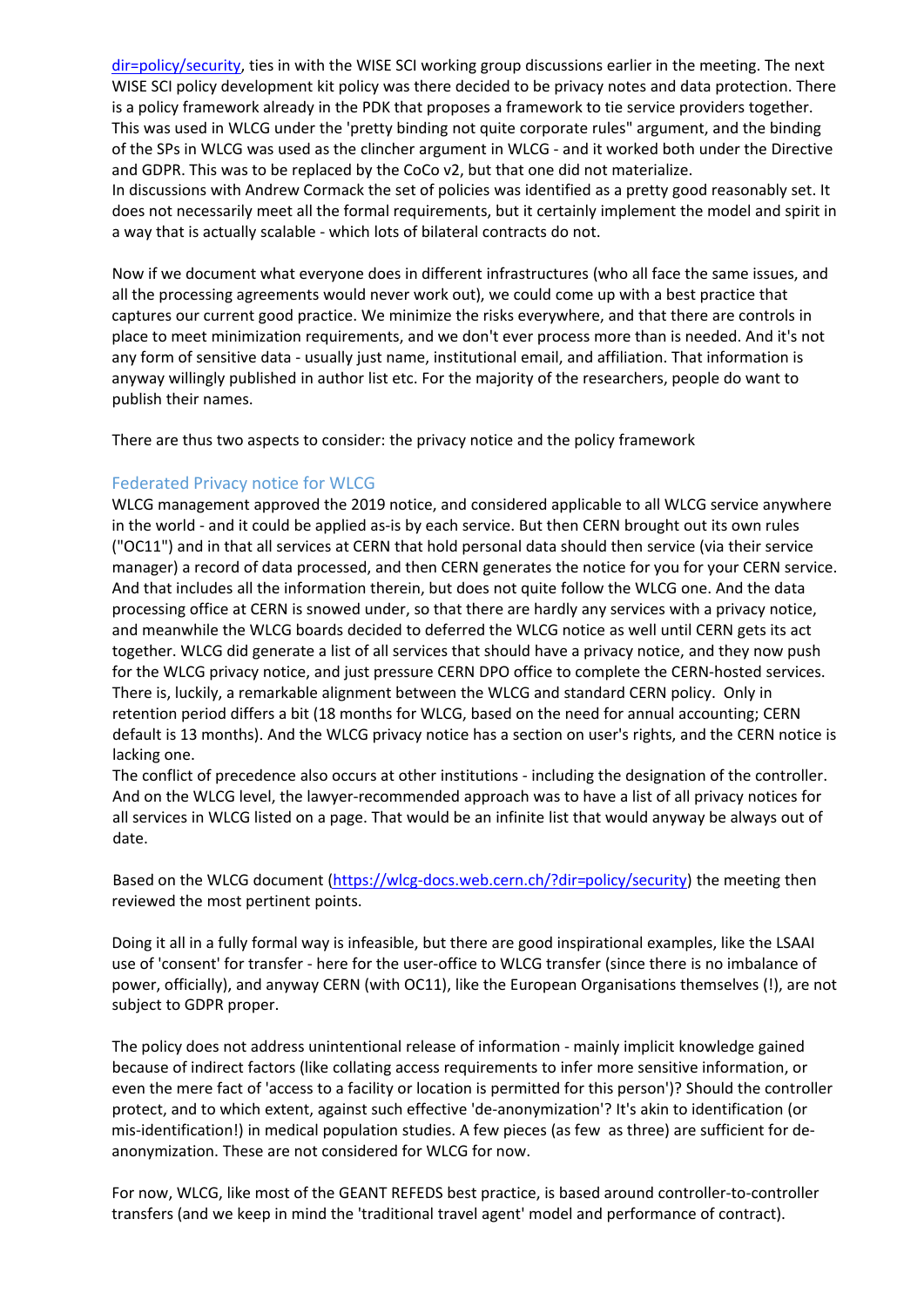dir=policy/security, ties in with the WISE SCI working group discussions earlier in the meeting. The next WISE SCI policy development kit policy was there decided to be privacy notes and data protection. There is a policy framework already in the PDK that proposes a framework to tie service providers together. This was used in WLCG under the 'pretty binding not quite corporate rules" argument, and the binding of the SPs in WLCG was used as the clincher argument in WLCG - and it worked both under the Directive and GDPR. This was to be replaced by the CoCo v2, but that one did not materialize.
In discussions with Andrew Cormack the set of policies was identified as a pretty good reasonably set. It does not necessarily meet all the formal requirements, but it certainly implement the model and spirit in a way that is actually scalable - which lots of bilateral contracts do not.

Now if we document what everyone does in different infrastructures (who all face the same issues, and all the processing agreements would never work out), we could come up with a best practice that captures our current good practice. We minimize the risks everywhere, and that there are controls in place to meet minimization requirements, and we don't ever process more than is needed. And it's not any form of sensitive data - usually just name, institutional email, and affiliation. That information is anyway willingly published in author list etc. For the majority of the researchers, people do want to publish their names.

There are thus two aspects to consider: the privacy notice and the policy framework

### Federated Privacy notice for WLCG

WLCG management approved the 2019 notice, and considered applicable to all WLCG service anywhere in the world - and it could be applied as-is by each service. But then CERN brought out its own rules ("OC11") and in that all services at CERN that hold personal data should then service (via their service manager) a record of data processed, and then CERN generates the notice for you for your CERN service. And that includes all the information therein, but does not quite follow the WLCG one. And the data processing office at CERN is snowed under, so that there are hardly any services with a privacy notice, and meanwhile the WLCG boards decided to deferred the WLCG notice as well until CERN gets its act together. WLCG did generate a list of all services that should have a privacy notice, and they now push for the WLCG privacy notice, and just pressure CERN DPO office to complete the CERN-hosted services. There is, luckily, a remarkable alignment between the WLCG and standard CERN policy. Only in retention period differs a bit (18 months for WLCG, based on the need for annual accounting; CERN default is 13 months). And the WLCG privacy notice has a section on user's rights, and the CERN notice is lacking one.
The conflict of precedence also occurs at other institutions - including the designation of the controller. And on the WLCG level, the lawyer-recommended approach was to have a list of all privacy notices for all services in WLCG listed on a page. That would be an infinite list that would anyway be always out of date.

Based on the WLCG document (https://wlcg-docs.web.cern.ch/?dir=policy/security) the meeting then reviewed the most pertinent points.

Doing it all in a fully formal way is infeasible, but there are good inspirational examples, like the LSAAI use of 'consent' for transfer - here for the user-office to WLCG transfer (since there is no imbalance of power, officially), and anyway CERN (with OC11), like the European Organisations themselves (!), are not subject to GDPR proper.

The policy does not address unintentional release of information - mainly implicit knowledge gained because of indirect factors (like collating access requirements to infer more sensitive information, or even the mere fact of 'access to a facility or location is permitted for this person')? Should the controller protect, and to which extent, against such effective 'de-anonymization'? It's akin to identification (or mis-identification!) in medical population studies. A few pieces (as few as three) are sufficient for de-anonymization. These are not considered for WLCG for now.

For now, WLCG, like most of the GEANT REFEDS best practice, is based around controller-to-controller transfers (and we keep in mind the 'traditional travel agent' model and performance of contract).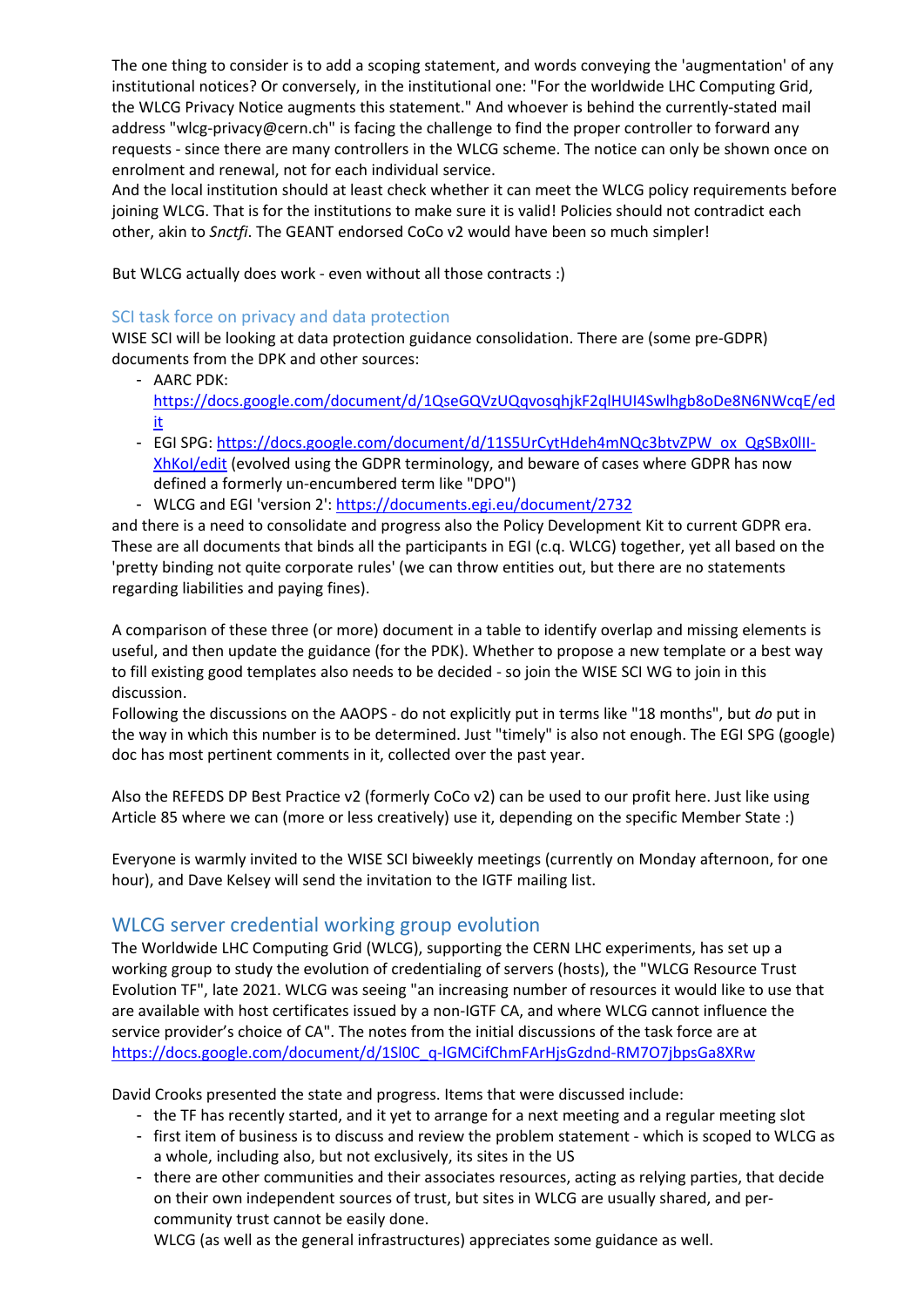The one thing to consider is to add a scoping statement, and words conveying the 'augmentation' of any institutional notices? Or conversely, in the institutional one: "For the worldwide LHC Computing Grid, the WLCG Privacy Notice augments this statement." And whoever is behind the currently-stated mail address "wlcg-privacy@cern.ch" is facing the challenge to find the proper controller to forward any requests - since there are many controllers in the WLCG scheme. The notice can only be shown once on enrolment and renewal, not for each individual service.
And the local institution should at least check whether it can meet the WLCG policy requirements before joining WLCG. That is for the institutions to make sure it is valid! Policies should not contradict each other, akin to *Snctfi*. The GEANT endorsed CoCo v2 would have been so much simpler!

But WLCG actually does work - even without all those contracts :)

### SCI task force on privacy and data protection

WISE SCI will be looking at data protection guidance consolidation. There are (some pre-GDPR) documents from the DPK and other sources:

- AARC PDK: [https://docs.google.com/document/d/1QseGQVzUQqvosqhjkF2qlHUI4Swlhgb8oDe8N6NWcqE/edit](https://docs.google.com/document/d/1QseGQVzUQqvosqhjkF2qlHUI4Swlhgb8oDe8N6NWcqE/edit)
- EGI SPG: [https://docs.google.com/document/d/11S5UrCytHdeh4mNQc3btvZPW_ox_QgSBx0lII-XhKoI/edit](https://docs.google.com/document/d/11S5UrCytHdeh4mNQc3btvZPW_ox_QgSBx0lII-XhKoI/edit) (evolved using the GDPR terminology, and beware of cases where GDPR has now defined a formerly un-encumbered term like "DPO")
- WLCG and EGI 'version 2': [https://documents.egi.eu/document/2732](https://documents.egi.eu/document/2732)

and there is a need to consolidate and progress also the Policy Development Kit to current GDPR era. These are all documents that binds all the participants in EGI (c.q. WLCG) together, yet all based on the 'pretty binding not quite corporate rules' (we can throw entities out, but there are no statements regarding liabilities and paying fines).

A comparison of these three (or more) document in a table to identify overlap and missing elements is useful, and then update the guidance (for the PDK). Whether to propose a new template or a best way to fill existing good templates also needs to be decided - so join the WISE SCI WG to join in this discussion.
Following the discussions on the AAOPS - do not explicitly put in terms like "18 months", but *do* put in the way in which this number is to be determined. Just "timely" is also not enough. The EGI SPG (google) doc has most pertinent comments in it, collected over the past year.

Also the REFEDS DP Best Practice v2 (formerly CoCo v2) can be used to our profit here. Just like using Article 85 where we can (more or less creatively) use it, depending on the specific Member State :)

Everyone is warmly invited to the WISE SCI biweekly meetings (currently on Monday afternoon, for one hour), and Dave Kelsey will send the invitation to the IGTF mailing list.

## WLCG server credential working group evolution

The Worldwide LHC Computing Grid (WLCG), supporting the CERN LHC experiments, has set up a working group to study the evolution of credentialing of servers (hosts), the "WLCG Resource Trust Evolution TF", late 2021. WLCG was seeing "an increasing number of resources it would like to use that are available with host certificates issued by a non-IGTF CA, and where WLCG cannot influence the service provider's choice of CA". The notes from the initial discussions of the task force are at [https://docs.google.com/document/d/1Sl0C_q-lGMCifChmFArHjsGzdnd-RM7O7jbpsGa8XRw](https://docs.google.com/document/d/1Sl0C_q-lGMCifChmFArHjsGzdnd-RM7O7jbpsGa8XRw)

David Crooks presented the state and progress. Items that were discussed include:

- the TF has recently started, and it yet to arrange for a next meeting and a regular meeting slot
- first item of business is to discuss and review the problem statement - which is scoped to WLCG as a whole, including also, but not exclusively, its sites in the US
- there are other communities and their associates resources, acting as relying parties, that decide on their own independent sources of trust, but sites in WLCG are usually shared, and per-community trust cannot be easily done.
  WLCG (as well as the general infrastructures) appreciates some guidance as well.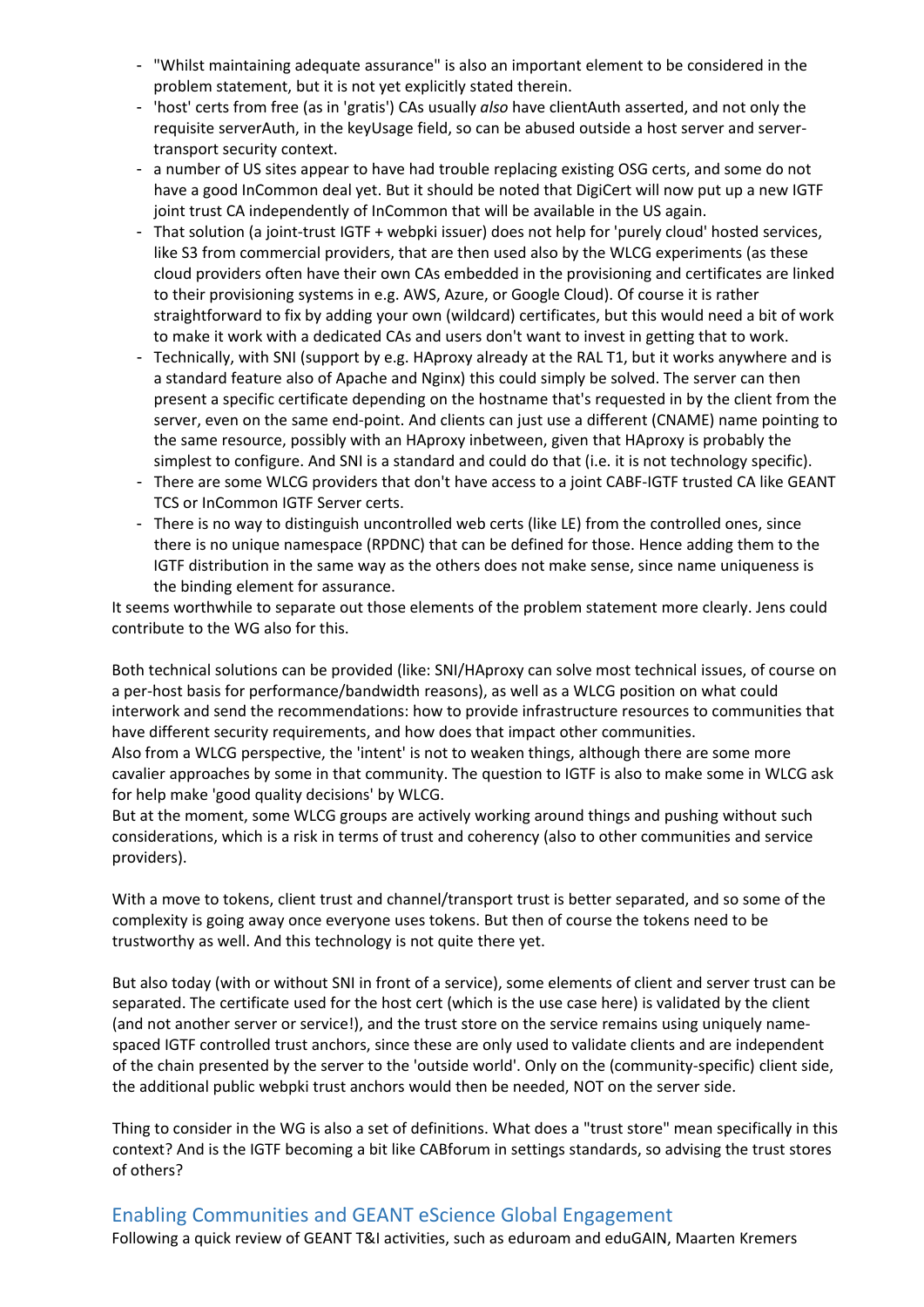- "Whilst maintaining adequate assurance" is also an important element to be considered in the problem statement, but it is not yet explicitly stated therein.
- 'host' certs from free (as in 'gratis') CAs usually *also* have clientAuth asserted, and not only the requisite serverAuth, in the keyUsage field, so can be abused outside a host server and server-transport security context.
- a number of US sites appear to have had trouble replacing existing OSG certs, and some do not have a good InCommon deal yet. But it should be noted that DigiCert will now put up a new IGTF joint trust CA independently of InCommon that will be available in the US again.
- That solution (a joint-trust IGTF + webpki issuer) does not help for 'purely cloud' hosted services, like S3 from commercial providers, that are then used also by the WLCG experiments (as these cloud providers often have their own CAs embedded in the provisioning and certificates are linked to their provisioning systems in e.g. AWS, Azure, or Google Cloud). Of course it is rather straightforward to fix by adding your own (wildcard) certificates, but this would need a bit of work to make it work with a dedicated CAs and users don't want to invest in getting that to work.
- Technically, with SNI (support by e.g. HAproxy already at the RAL T1, but it works anywhere and is a standard feature also of Apache and Nginx) this could simply be solved. The server can then present a specific certificate depending on the hostname that's requested in by the client from the server, even on the same end-point. And clients can just use a different (CNAME) name pointing to the same resource, possibly with an HAproxy inbetween, given that HAproxy is probably the simplest to configure. And SNI is a standard and could do that (i.e. it is not technology specific).
- There are some WLCG providers that don't have access to a joint CABF-IGTF trusted CA like GEANT TCS or InCommon IGTF Server certs.
- There is no way to distinguish uncontrolled web certs (like LE) from the controlled ones, since there is no unique namespace (RPDNC) that can be defined for those. Hence adding them to the IGTF distribution in the same way as the others does not make sense, since name uniqueness is the binding element for assurance.

It seems worthwhile to separate out those elements of the problem statement more clearly. Jens could contribute to the WG also for this.

Both technical solutions can be provided (like: SNI/HAproxy can solve most technical issues, of course on a per-host basis for performance/bandwidth reasons), as well as a WLCG position on what could interwork and send the recommendations: how to provide infrastructure resources to communities that have different security requirements, and how does that impact other communities.
Also from a WLCG perspective, the 'intent' is not to weaken things, although there are some more cavalier approaches by some in that community. The question to IGTF is also to make some in WLCG ask for help make 'good quality decisions' by WLCG.
But at the moment, some WLCG groups are actively working around things and pushing without such considerations, which is a risk in terms of trust and coherency (also to other communities and service providers).

With a move to tokens, client trust and channel/transport trust is better separated, and so some of the complexity is going away once everyone uses tokens. But then of course the tokens need to be trustworthy as well. And this technology is not quite there yet.

But also today (with or without SNI in front of a service), some elements of client and server trust can be separated. The certificate used for the host cert (which is the use case here) is validated by the client (and not another server or service!), and the trust store on the service remains using uniquely name-spaced IGTF controlled trust anchors, since these are only used to validate clients and are independent of the chain presented by the server to the 'outside world'. Only on the (community-specific) client side, the additional public webpki trust anchors would then be needed, NOT on the server side.

Thing to consider in the WG is also a set of definitions. What does a "trust store" mean specifically in this context? And is the IGTF becoming a bit like CABforum in settings standards, so advising the trust stores of others?

## Enabling Communities and GEANT eScience Global Engagement

Following a quick review of GEANT T&I activities, such as eduroam and eduGAIN, Maarten Kremers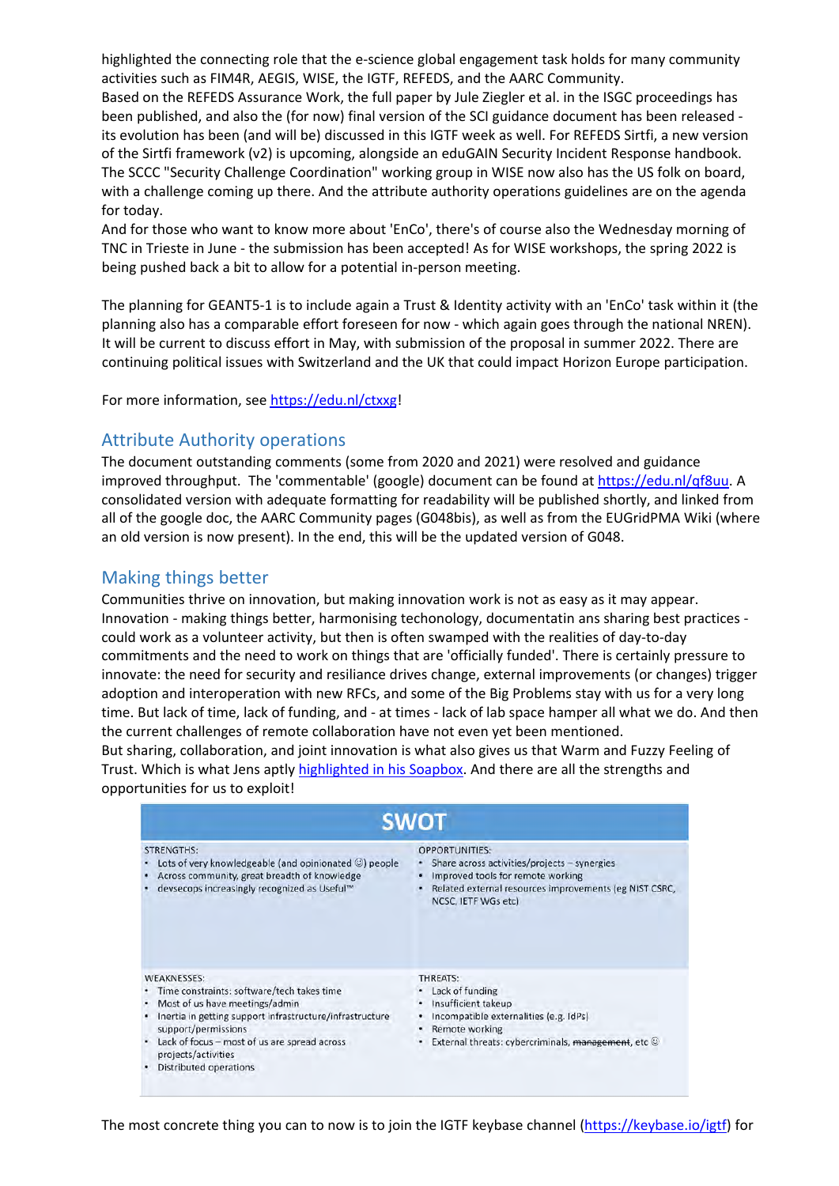highlighted the connecting role that the e-science global engagement task holds for many community activities such as FIM4R, AEGIS, WISE, the IGTF, REFEDS, and the AARC Community.
Based on the REFEDS Assurance Work, the full paper by Jule Ziegler et al. in the ISGC proceedings has been published, and also the (for now) final version of the SCI guidance document has been released - its evolution has been (and will be) discussed in this IGTF week as well. For REFEDS Sirtfi, a new version of the Sirtfi framework (v2) is upcoming, alongside an eduGAIN Security Incident Response handbook. The SCCC "Security Challenge Coordination" working group in WISE now also has the US folk on board, with a challenge coming up there. And the attribute authority operations guidelines are on the agenda for today.
And for those who want to know more about 'EnCo', there's of course also the Wednesday morning of TNC in Trieste in June - the submission has been accepted! As for WISE workshops, the spring 2022 is being pushed back a bit to allow for a potential in-person meeting.

The planning for GEANT5-1 is to include again a Trust & Identity activity with an 'EnCo' task within it (the planning also has a comparable effort foreseen for now - which again goes through the national NREN). It will be current to discuss effort in May, with submission of the proposal in summer 2022. There are continuing political issues with Switzerland and the UK that could impact Horizon Europe participation.

For more information, see [https://edu.nl/ctxxg](https://edu.nl/ctxxg)!

## Attribute Authority operations

The document outstanding comments (some from 2020 and 2021) were resolved and guidance improved throughput. The 'commentable' (google) document can be found at [https://edu.nl/qf8uu](https://edu.nl/qf8uu). A consolidated version with adequate formatting for readability will be published shortly, and linked from all of the google doc, the AARC Community pages (G048bis), as well as from the EUGridPMA Wiki (where an old version is now present). In the end, this will be the updated version of G048.

## Making things better

Communities thrive on innovation, but making innovation work is not as easy as it may appear. Innovation - making things better, harmonising techonology, documentatin ans sharing best practices - could work as a volunteer activity, but then is often swamped with the realities of day-to-day commitments and the need to work on things that are 'officially funded'. There is certainly pressure to innovate: the need for security and resiliance drives change, external improvements (or changes) trigger adoption and interoperation with new RFCs, and some of the Big Problems stay with us for a very long time. But lack of time, lack of funding, and - at times - lack of lab space hamper all what we do. And then the current challenges of remote collaboration have not even yet been mentioned.
But sharing, collaboration, and joint innovation is what also gives us that Warm and Fuzzy Feeling of Trust. Which is what Jens aptly [highlighted in his Soapbox](). And there are all the strengths and opportunities for us to exploit!

**SWOT**

| STRENGTHS: | OPPORTUNITIES: |
|---|---|
| • Lots of very knowledgeable (and opinionated ☺) people<br>• Across community, great breadth of knowledge<br>• devsecops increasingly recognized as Useful™ | • Share across activities/projects – synergies<br>• Improved tools for remote working<br>• Related external resources improvements (eg NIST CSRC, NCSC, IETF WGs etc) |
| **WEAKNESSES:** | **THREATS:** |
| • Time constraints: software/tech takes time<br>• Most of us have meetings/admin<br>• Inertia in getting support infrastructure/infrastructure support/permissions<br>• Lack of focus – most of us are spread across projects/activities<br>• Distributed operations | • Lack of funding<br>• Insufficient takeup<br>• Incompatible externalities (e.g. IdPs)<br>• Remote working<br>• External threats: cybercriminals, ~~management~~, etc ☺ |

The most concrete thing you can to now is to join the IGTF keybase channel ([https://keybase.io/igtf](https://keybase.io/igtf)) for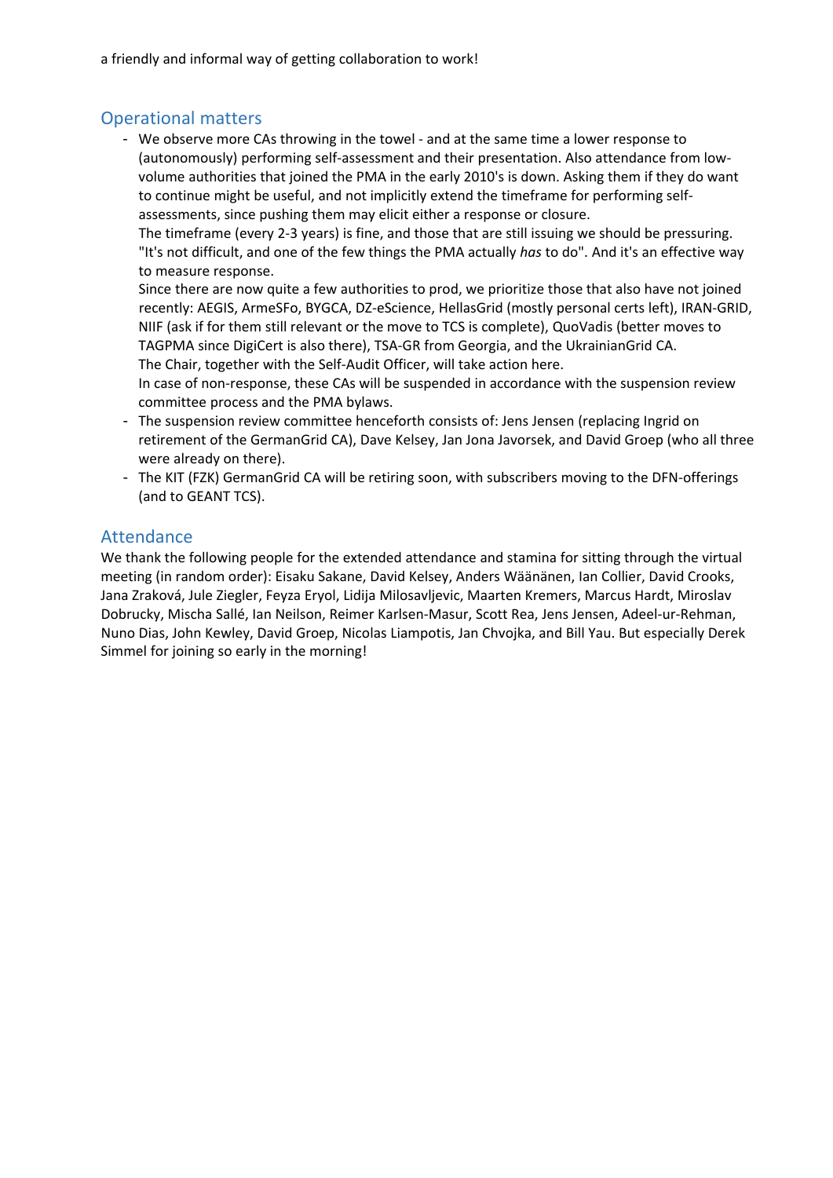a friendly and informal way of getting collaboration to work!

## Operational matters

- We observe more CAs throwing in the towel - and at the same time a lower response to (autonomously) performing self-assessment and their presentation. Also attendance from low-volume authorities that joined the PMA in the early 2010's is down. Asking them if they do want to continue might be useful, and not implicitly extend the timeframe for performing self-assessments, since pushing them may elicit either a response or closure.
  The timeframe (every 2-3 years) is fine, and those that are still issuing we should be pressuring. "It's not difficult, and one of the few things the PMA actually *has* to do". And it's an effective way to measure response.
  Since there are now quite a few authorities to prod, we prioritize those that also have not joined recently: AEGIS, ArmeSFo, BYGCA, DZ-eScience, HellasGrid (mostly personal certs left), IRAN-GRID, NIIF (ask if for them still relevant or the move to TCS is complete), QuoVadis (better moves to TAGPMA since DigiCert is also there), TSA-GR from Georgia, and the UkrainianGrid CA.
  The Chair, together with the Self-Audit Officer, will take action here.
  In case of non-response, these CAs will be suspended in accordance with the suspension review committee process and the PMA bylaws.
- The suspension review committee henceforth consists of: Jens Jensen (replacing Ingrid on retirement of the GermanGrid CA), Dave Kelsey, Jan Jona Javorsek, and David Groep (who all three were already on there).
- The KIT (FZK) GermanGrid CA will be retiring soon, with subscribers moving to the DFN-offerings (and to GEANT TCS).

## Attendance

We thank the following people for the extended attendance and stamina for sitting through the virtual meeting (in random order): Eisaku Sakane, David Kelsey, Anders Wäänänen, Ian Collier, David Crooks, Jana Zraková, Jule Ziegler, Feyza Eryol, Lidija Milosavljevic, Maarten Kremers, Marcus Hardt, Miroslav Dobrucky, Mischa Sallé, Ian Neilson, Reimer Karlsen-Masur, Scott Rea, Jens Jensen, Adeel-ur-Rehman, Nuno Dias, John Kewley, David Groep, Nicolas Liampotis, Jan Chvojka, and Bill Yau. But especially Derek Simmel for joining so early in the morning!